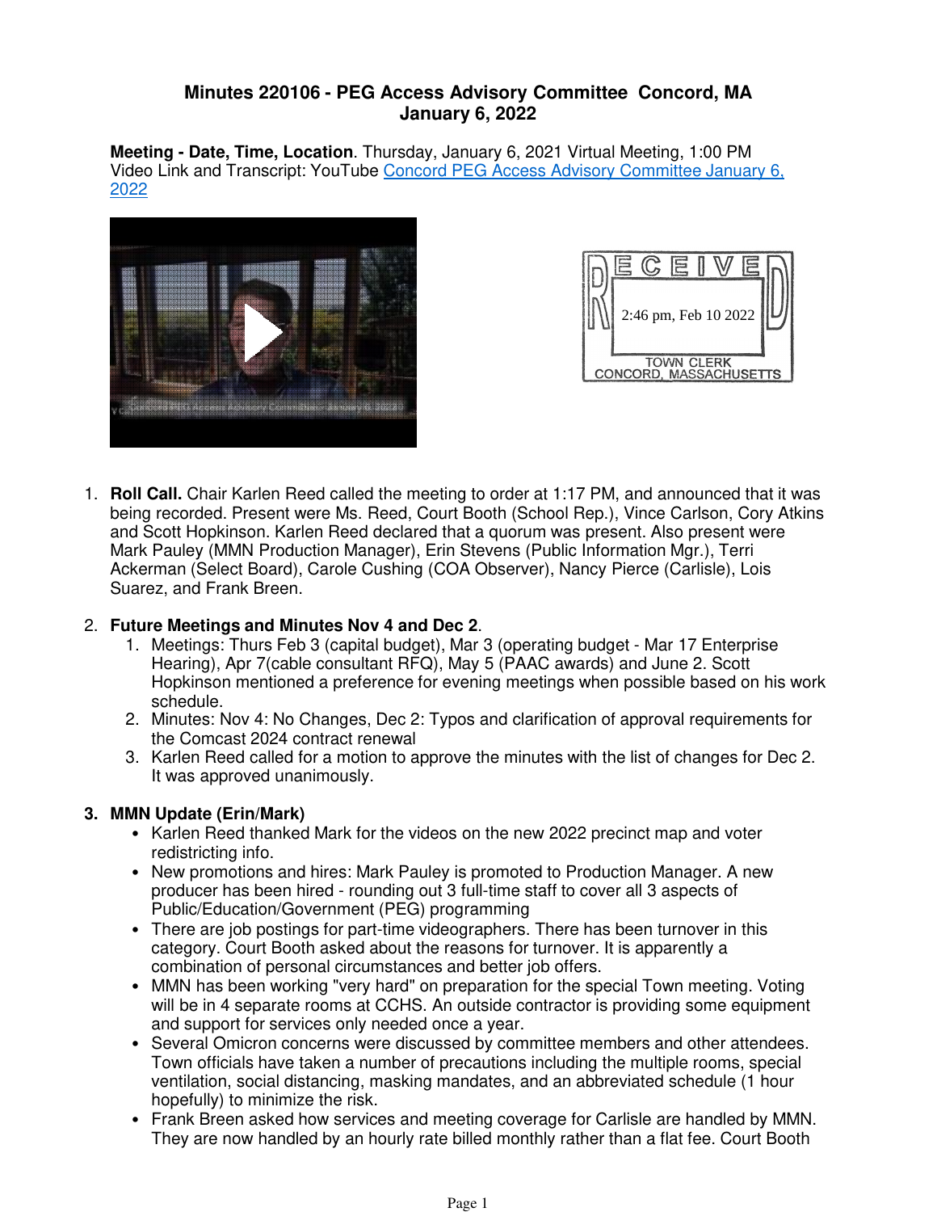# Minutes 220106 - PEG Access Advisory Committee Concord, MA
# January 6, 2022

**Meeting - Date, Time, Location**. Thursday, January 6, 2021 Virtual Meeting, 1:00 PM
Video Link and Transcript: YouTube [Concord PEG Access Advisory Committee January 6, 2022]()

RECEIVED
2:46 pm, Feb 10 2022
TOWN CLERK
CONCORD, MASSACHUSETTS

1. **Roll Call.** Chair Karlen Reed called the meeting to order at 1:17 PM, and announced that it was being recorded. Present were Ms. Reed, Court Booth (School Rep.), Vince Carlson, Cory Atkins and Scott Hopkinson. Karlen Reed declared that a quorum was present. Also present were Mark Pauley (MMN Production Manager), Erin Stevens (Public Information Mgr.), Terri Ackerman (Select Board), Carole Cushing (COA Observer), Nancy Pierce (Carlisle), Lois Suarez, and Frank Breen.

2. **Future Meetings and Minutes Nov 4 and Dec 2**.
   1. Meetings: Thurs Feb 3 (capital budget), Mar 3 (operating budget - Mar 17 Enterprise Hearing), Apr 7(cable consultant RFQ), May 5 (PAAC awards) and June 2. Scott Hopkinson mentioned a preference for evening meetings when possible based on his work schedule.
   2. Minutes: Nov 4: No Changes, Dec 2: Typos and clarification of approval requirements for the Comcast 2024 contract renewal
   3. Karlen Reed called for a motion to approve the minutes with the list of changes for Dec 2. It was approved unanimously.

3. **MMN Update (Erin/Mark)**
   - Karlen Reed thanked Mark for the videos on the new 2022 precinct map and voter redistricting info.
   - New promotions and hires: Mark Pauley is promoted to Production Manager. A new producer has been hired - rounding out 3 full-time staff to cover all 3 aspects of Public/Education/Government (PEG) programming
   - There are job postings for part-time videographers. There has been turnover in this category. Court Booth asked about the reasons for turnover. It is apparently a combination of personal circumstances and better job offers.
   - MMN has been working "very hard" on preparation for the special Town meeting. Voting will be in 4 separate rooms at CCHS. An outside contractor is providing some equipment and support for services only needed once a year.
   - Several Omicron concerns were discussed by committee members and other attendees. Town officials have taken a number of precautions including the multiple rooms, special ventilation, social distancing, masking mandates, and an abbreviated schedule (1 hour hopefully) to minimize the risk.
   - Frank Breen asked how services and meeting coverage for Carlisle are handled by MMN. They are now handled by an hourly rate billed monthly rather than a flat fee. Court Booth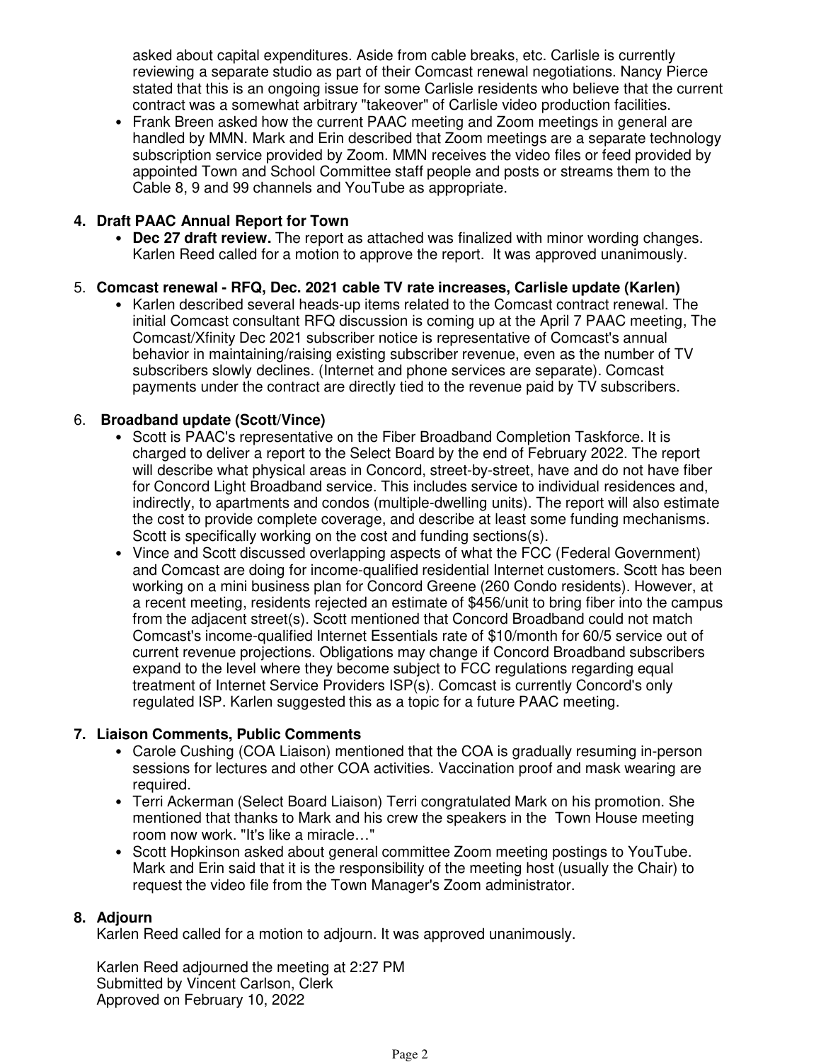asked about capital expenditures. Aside from cable breaks, etc. Carlisle is currently reviewing a separate studio as part of their Comcast renewal negotiations. Nancy Pierce stated that this is an ongoing issue for some Carlisle residents who believe that the current contract was a somewhat arbitrary "takeover" of Carlisle video production facilities.

- Frank Breen asked how the current PAAC meeting and Zoom meetings in general are handled by MMN. Mark and Erin described that Zoom meetings are a separate technology subscription service provided by Zoom. MMN receives the video files or feed provided by appointed Town and School Committee staff people and posts or streams them to the Cable 8, 9 and 99 channels and YouTube as appropriate.

**4. Draft PAAC Annual Report for Town**

- **Dec 27 draft review.** The report as attached was finalized with minor wording changes. Karlen Reed called for a motion to approve the report. It was approved unanimously.

5. **Comcast renewal - RFQ, Dec. 2021 cable TV rate increases, Carlisle update (Karlen)**

- Karlen described several heads-up items related to the Comcast contract renewal. The initial Comcast consultant RFQ discussion is coming up at the April 7 PAAC meeting, The Comcast/Xfinity Dec 2021 subscriber notice is representative of Comcast's annual behavior in maintaining/raising existing subscriber revenue, even as the number of TV subscribers slowly declines. (Internet and phone services are separate). Comcast payments under the contract are directly tied to the revenue paid by TV subscribers.

6. **Broadband update (Scott/Vince)**

- Scott is PAAC's representative on the Fiber Broadband Completion Taskforce. It is charged to deliver a report to the Select Board by the end of February 2022. The report will describe what physical areas in Concord, street-by-street, have and do not have fiber for Concord Light Broadband service. This includes service to individual residences and, indirectly, to apartments and condos (multiple-dwelling units). The report will also estimate the cost to provide complete coverage, and describe at least some funding mechanisms. Scott is specifically working on the cost and funding sections(s).
- Vince and Scott discussed overlapping aspects of what the FCC (Federal Government) and Comcast are doing for income-qualified residential Internet customers. Scott has been working on a mini business plan for Concord Greene (260 Condo residents). However, at a recent meeting, residents rejected an estimate of $456/unit to bring fiber into the campus from the adjacent street(s). Scott mentioned that Concord Broadband could not match Comcast's income-qualified Internet Essentials rate of $10/month for 60/5 service out of current revenue projections. Obligations may change if Concord Broadband subscribers expand to the level where they become subject to FCC regulations regarding equal treatment of Internet Service Providers ISP(s). Comcast is currently Concord's only regulated ISP. Karlen suggested this as a topic for a future PAAC meeting.

**7. Liaison Comments, Public Comments**

- Carole Cushing (COA Liaison) mentioned that the COA is gradually resuming in-person sessions for lectures and other COA activities. Vaccination proof and mask wearing are required.
- Terri Ackerman (Select Board Liaison) Terri congratulated Mark on his promotion. She mentioned that thanks to Mark and his crew the speakers in the Town House meeting room now work. "It's like a miracle…"
- Scott Hopkinson asked about general committee Zoom meeting postings to YouTube. Mark and Erin said that it is the responsibility of the meeting host (usually the Chair) to request the video file from the Town Manager's Zoom administrator.

**8. Adjourn**

Karlen Reed called for a motion to adjourn. It was approved unanimously.

Karlen Reed adjourned the meeting at 2:27 PM
Submitted by Vincent Carlson, Clerk
Approved on February 10, 2022